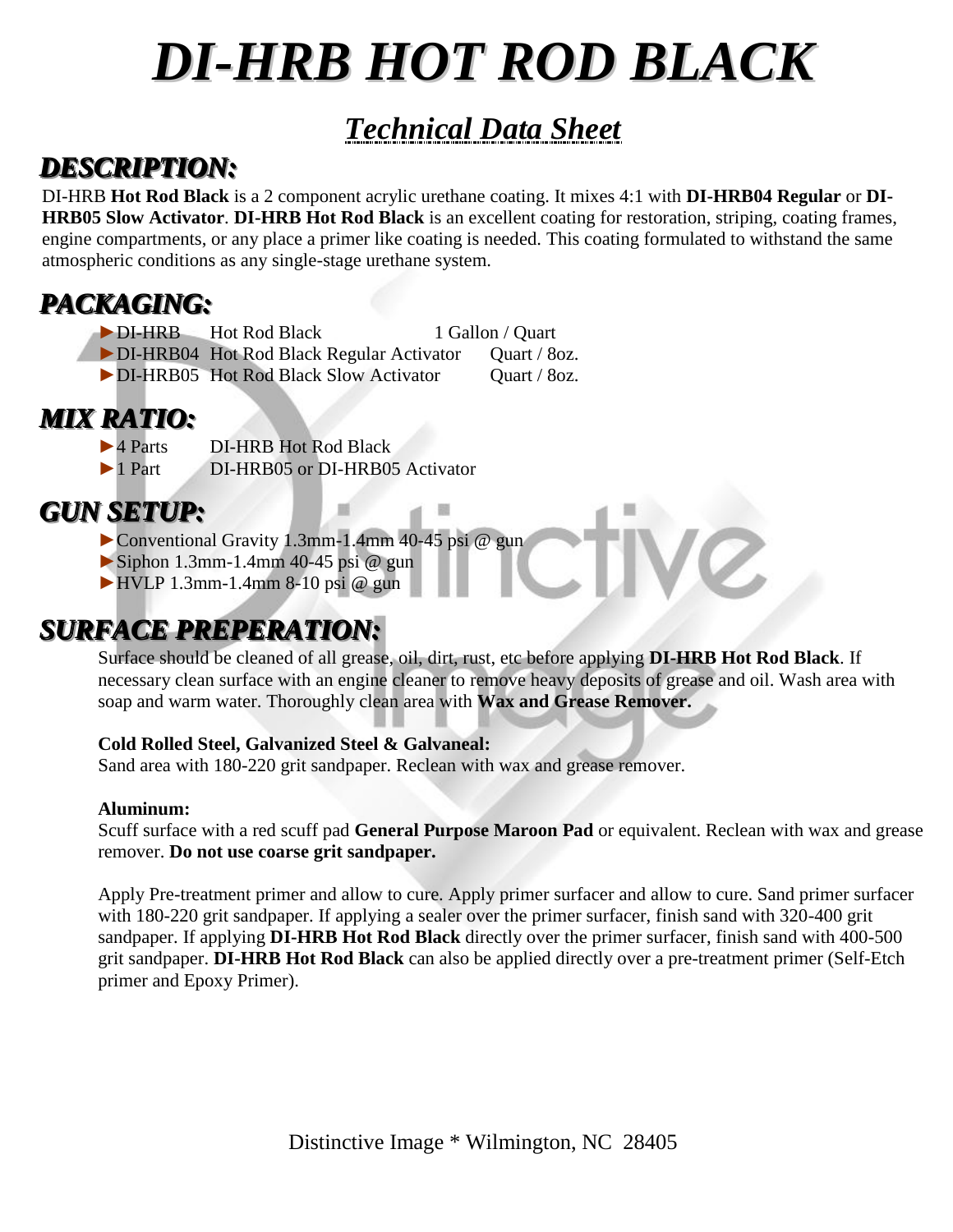# DI-HRB HOT ROD BLACK

## Technical Data Sheet

## DESCRIPTION:

DI-HRB **Hot Rod Black** is a 2 component acrylic urethane coating. It mixes 4:1 with **DI-HRB04 Regular** or **DI-HRB05 Slow Activator**. **DI-HRB Hot Rod Black** is an excellent coating for restoration, striping, coating frames, engine compartments, or any place a primer like coating is needed. This coating formulated to withstand the same atmospheric conditions as any single-stage urethane system.

## PACKAGING:

- ►DI-HRB Hot Rod Black 1 Gallon / Quart
- ►DI-HRB04 Hot Rod Black Regular Activator Quart / 8oz.
- ►DI-HRB05 Hot Rod Black Slow Activator Quart / 8oz.

## MIX RATIO:

- ►4 Parts DI-HRB Hot Rod Black
- ►1 Part DI-HRB05 or DI-HRB05 Activator

## GUN SETUP:

- ►Conventional Gravity 1.3mm-1.4mm 40-45 psi @ gun
- ►Siphon 1.3mm-1.4mm 40-45 psi @ gun
- ►HVLP 1.3mm-1.4mm 8-10 psi @ gun

## SURFACE PREPERATION:

Surface should be cleaned of all grease, oil, dirt, rust, etc before applying **DI-HRB Hot Rod Black**. If necessary clean surface with an engine cleaner to remove heavy deposits of grease and oil. Wash area with soap and warm water. Thoroughly clean area with **Wax and Grease Remover.**

**Cold Rolled Steel, Galvanized Steel & Galvaneal:**
Sand area with 180-220 grit sandpaper. Reclean with wax and grease remover.

**Aluminum:**
Scuff surface with a red scuff pad **General Purpose Maroon Pad** or equivalent. Reclean with wax and grease remover. **Do not use coarse grit sandpaper.**

Apply Pre-treatment primer and allow to cure. Apply primer surfacer and allow to cure. Sand primer surfacer with 180-220 grit sandpaper. If applying a sealer over the primer surfacer, finish sand with 320-400 grit sandpaper. If applying **DI-HRB Hot Rod Black** directly over the primer surfacer, finish sand with 400-500 grit sandpaper. **DI-HRB Hot Rod Black** can also be applied directly over a pre-treatment primer (Self-Etch primer and Epoxy Primer).

Distinctive Image * Wilmington, NC 28405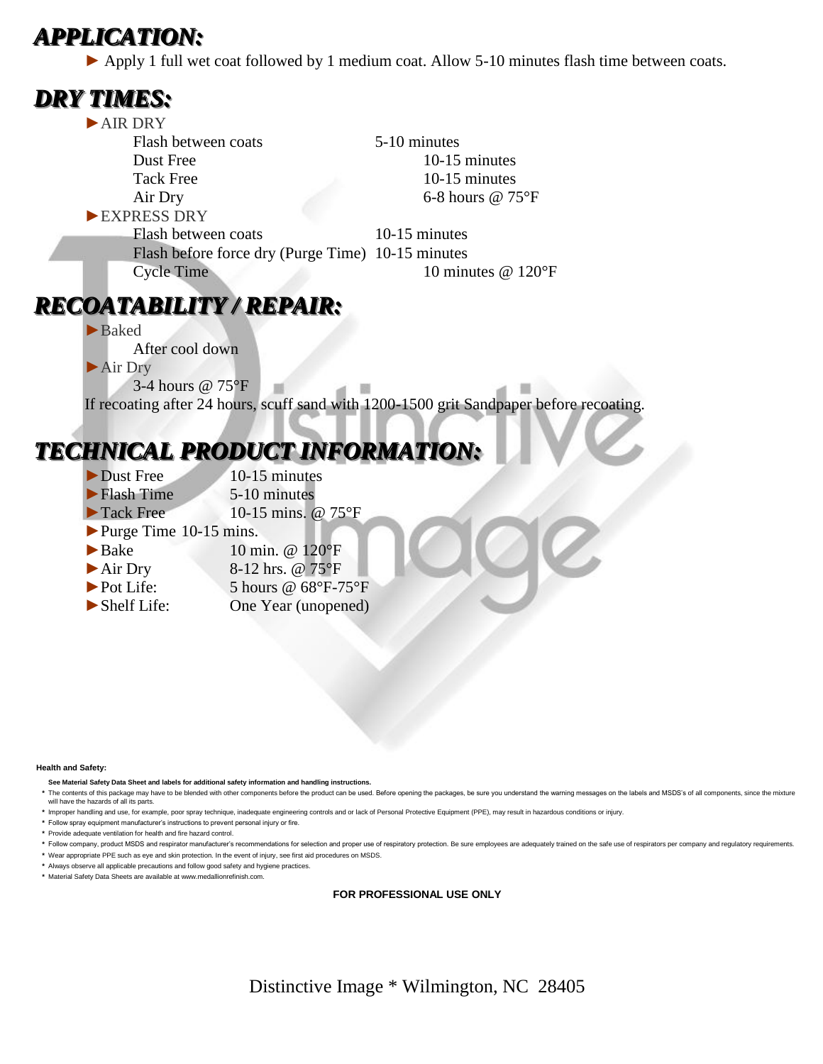## APPLICATION:

► Apply 1 full wet coat followed by 1 medium coat. Allow 5-10 minutes flash time between coats.

## DRY TIMES:

►AIR DRY

| | |
|---|---|
| Flash between coats | 5-10 minutes |
| Dust Free | 10-15 minutes |
| Tack Free | 10-15 minutes |
| Air Dry | 6-8 hours @ 75°F |

►EXPRESS DRY

| | |
|---|---|
| Flash between coats | 10-15 minutes |
| Flash before force dry (Purge Time) | 10-15 minutes |
| Cycle Time | 10 minutes @ 120°F |

## RECOATABILITY / REPAIR:

►Baked

After cool down

►Air Dry

3-4 hours @ 75°F

If recoating after 24 hours, scuff sand with 1200-1500 grit Sandpaper before recoating.

## TECHNICAL PRODUCT INFORMATION:

| | |
|---|---|
| ►Dust Free | 10-15 minutes |
| ►Flash Time | 5-10 minutes |
| ►Tack Free | 10-15 mins. @ 75°F |
| ►Purge Time | 10-15 mins. |
| ►Bake | 10 min. @ 120°F |
| ►Air Dry | 8-12 hrs. @ 75°F |
| ►Pot Life: | 5 hours @ 68°F-75°F |
| ►Shelf Life: | One Year (unopened) |

**Health and Safety:**

**See Material Safety Data Sheet and labels for additional safety information and handling instructions.**

* The contents of this package may have to be blended with other components before the product can be used. Before opening the packages, be sure you understand the warning messages on the labels and MSDS's of all components, since the mixture will have the hazards of all its parts.
* Improper handling and use, for example, poor spray technique, inadequate engineering controls and or lack of Personal Protective Equipment (PPE), may result in hazardous conditions or injury.
* Follow spray equipment manufacturer's instructions to prevent personal injury or fire.
* Provide adequate ventilation for health and fire hazard control.
* Follow company, product MSDS and respirator manufacturer's recommendations for selection and proper use of respiratory protection. Be sure employees are adequately trained on the safe use of respirators per company and regulatory requirements.
* Wear appropriate PPE such as eye and skin protection. In the event of injury, see first aid procedures on MSDS.
* Always observe all applicable precautions and follow good safety and hygiene practices.
* Material Safety Data Sheets are available at www.medallionrefinish.com.

**FOR PROFESSIONAL USE ONLY**

Distinctive Image * Wilmington, NC 28405